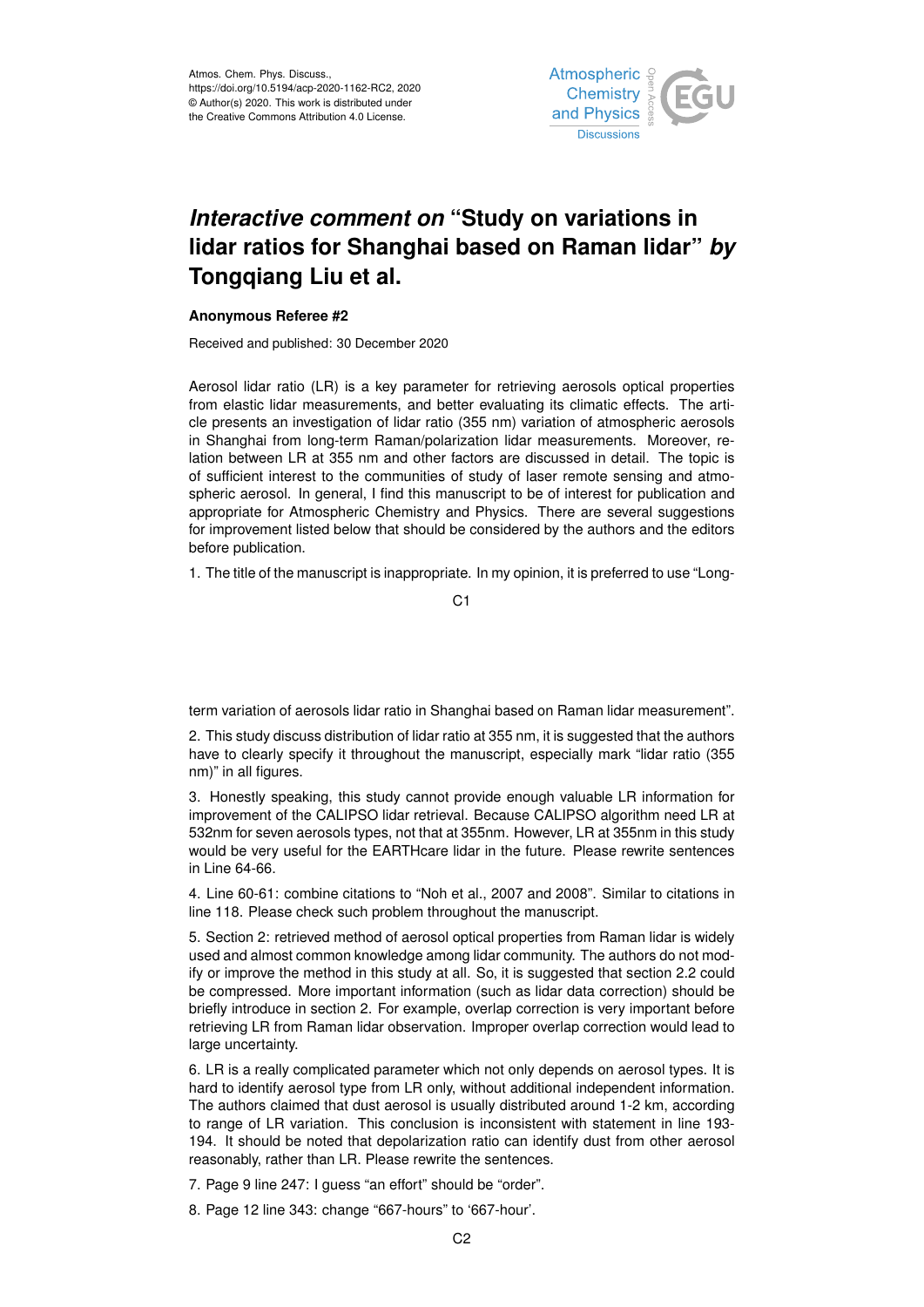# *Interactive comment on* "Study on variations in lidar ratios for Shanghai based on Raman lidar" *by* Tongqiang Liu et al.

**Anonymous Referee #2**

Received and published: 30 December 2020

Aerosol lidar ratio (LR) is a key parameter for retrieving aerosols optical properties from elastic lidar measurements, and better evaluating its climatic effects. The article presents an investigation of lidar ratio (355 nm) variation of atmospheric aerosols in Shanghai from long-term Raman/polarization lidar measurements. Moreover, relation between LR at 355 nm and other factors are discussed in detail. The topic is of sufficient interest to the communities of study of laser remote sensing and atmospheric aerosol. In general, I find this manuscript to be of interest for publication and appropriate for Atmospheric Chemistry and Physics. There are several suggestions for improvement listed below that should be considered by the authors and the editors before publication.

1. The title of the manuscript is inappropriate. In my opinion, it is preferred to use "Long-term variation of aerosols lidar ratio in Shanghai based on Raman lidar measurement".

2. This study discuss distribution of lidar ratio at 355 nm, it is suggested that the authors have to clearly specify it throughout the manuscript, especially mark "lidar ratio (355 nm)" in all figures.

3. Honestly speaking, this study cannot provide enough valuable LR information for improvement of the CALIPSO lidar retrieval. Because CALIPSO algorithm need LR at 532nm for seven aerosols types, not that at 355nm. However, LR at 355nm in this study would be very useful for the EARTHcare lidar in the future. Please rewrite sentences in Line 64-66.

4. Line 60-61: combine citations to "Noh et al., 2007 and 2008". Similar to citations in line 118. Please check such problem throughout the manuscript.

5. Section 2: retrieved method of aerosol optical properties from Raman lidar is widely used and almost common knowledge among lidar community. The authors do not modify or improve the method in this study at all. So, it is suggested that section 2.2 could be compressed. More important information (such as lidar data correction) should be briefly introduce in section 2. For example, overlap correction is very important before retrieving LR from Raman lidar observation. Improper overlap correction would lead to large uncertainty.

6. LR is a really complicated parameter which not only depends on aerosol types. It is hard to identify aerosol type from LR only, without additional independent information. The authors claimed that dust aerosol is usually distributed around 1-2 km, according to range of LR variation. This conclusion is inconsistent with statement in line 193-194. It should be noted that depolarization ratio can identify dust from other aerosol reasonably, rather than LR. Please rewrite the sentences.

7. Page 9 line 247: I guess "an effort" should be "order".

8. Page 12 line 343: change "667-hours" to '667-hour'.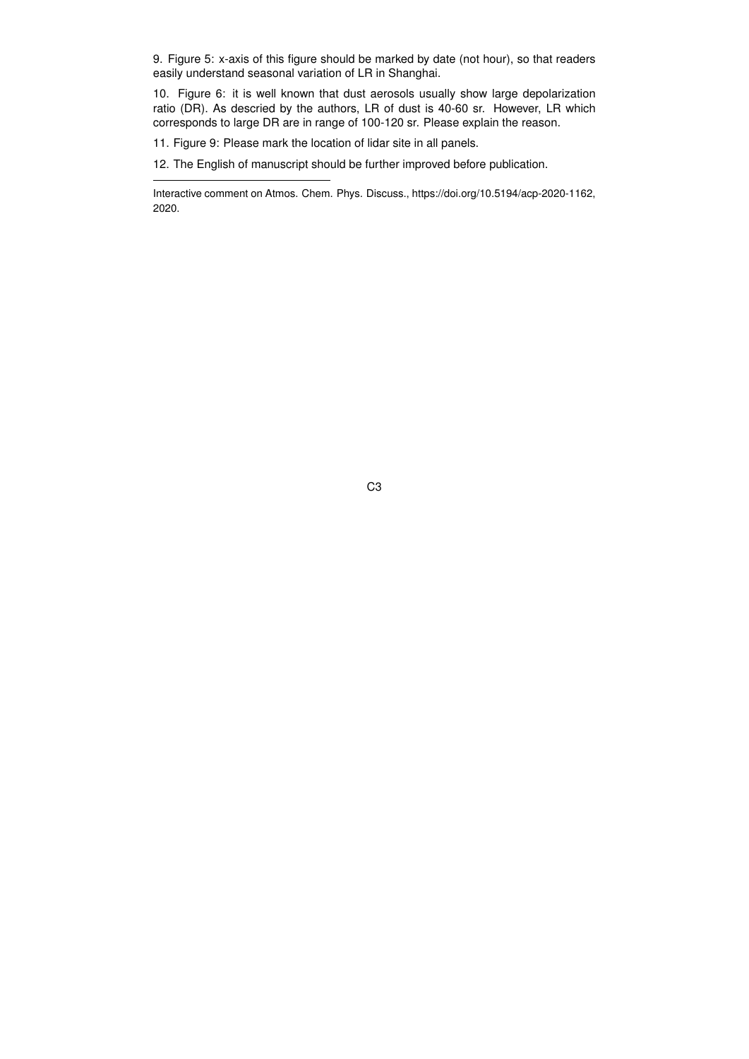9. Figure 5: x-axis of this figure should be marked by date (not hour), so that readers easily understand seasonal variation of LR in Shanghai.

10. Figure 6: it is well known that dust aerosols usually show large depolarization ratio (DR). As descried by the authors, LR of dust is 40-60 sr. However, LR which corresponds to large DR are in range of 100-120 sr. Please explain the reason.

11. Figure 9: Please mark the location of lidar site in all panels.

12. The English of manuscript should be further improved before publication.

---

Interactive comment on Atmos. Chem. Phys. Discuss., https://doi.org/10.5194/acp-2020-1162, 2020.